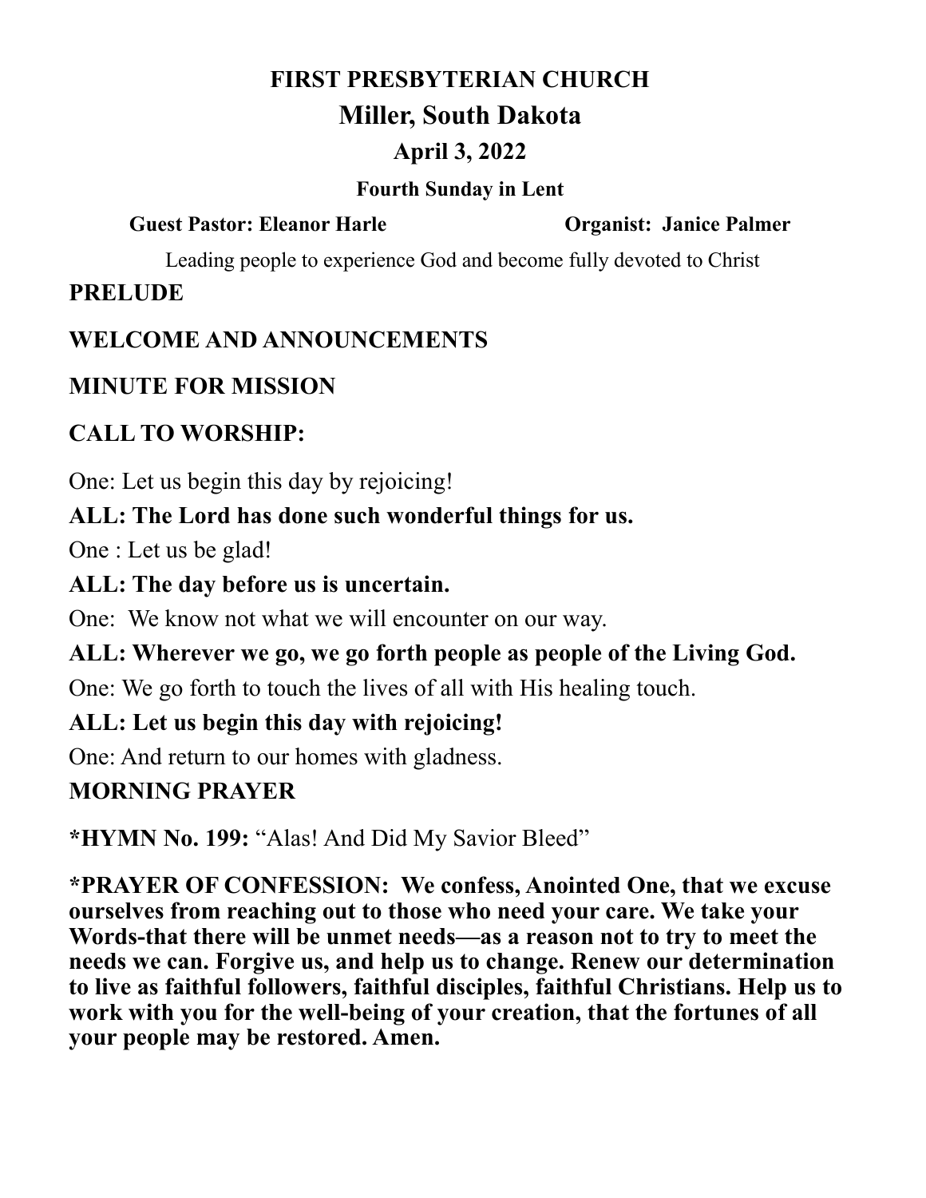# FIRST PRESBYTERIAN CHURCH

## Miller, South Dakota

### April 3, 2022

**Fourth Sunday in Lent**

**Guest Pastor: Eleanor Harle** **Organist: Janice Palmer**

Leading people to experience God and become fully devoted to Christ

**PRELUDE**

**WELCOME AND ANNOUNCEMENTS**

**MINUTE FOR MISSION**

**CALL TO WORSHIP:**

One: Let us begin this day by rejoicing!

**ALL: The Lord has done such wonderful things for us.**

One : Let us be glad!

**ALL: The day before us is uncertain.**

One: We know not what we will encounter on our way.

**ALL: Wherever we go, we go forth people as people of the Living God.**

One: We go forth to touch the lives of all with His healing touch.

**ALL: Let us begin this day with rejoicing!**

One: And return to our homes with gladness.

**MORNING PRAYER**

**\*HYMN No. 199:** "Alas! And Did My Savior Bleed"

**\*PRAYER OF CONFESSION: We confess, Anointed One, that we excuse ourselves from reaching out to those who need your care. We take your Words-that there will be unmet needs—as a reason not to try to meet the needs we can. Forgive us, and help us to change. Renew our determination to live as faithful followers, faithful disciples, faithful Christians. Help us to work with you for the well-being of your creation, that the fortunes of all your people may be restored. Amen.**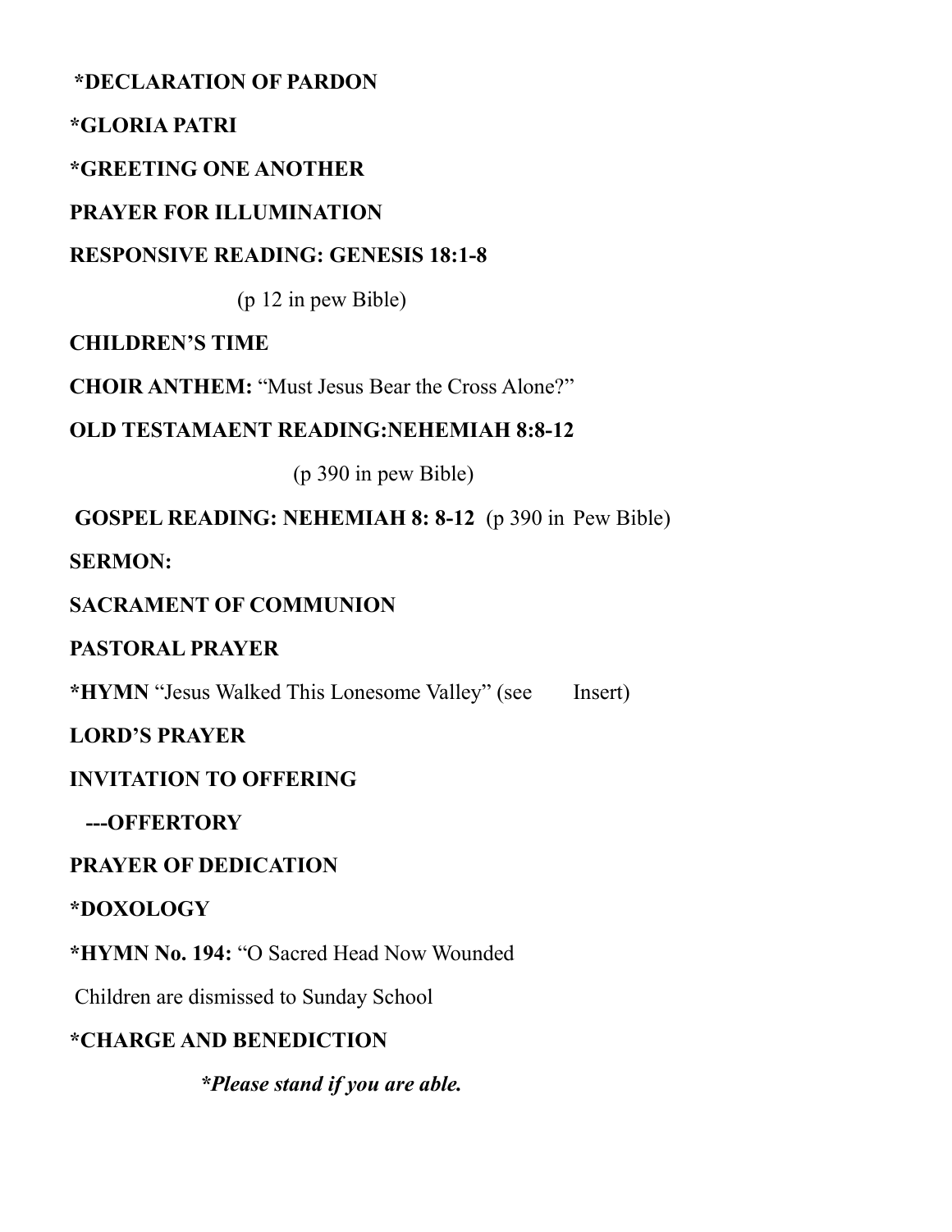**\*DECLARATION OF PARDON**

**\*GLORIA PATRI**

**\*GREETING ONE ANOTHER**

**PRAYER FOR ILLUMINATION**

**RESPONSIVE READING: GENESIS 18:1-8**

(p 12 in pew Bible)

**CHILDREN'S TIME**

**CHOIR ANTHEM:** "Must Jesus Bear the Cross Alone?"

**OLD TESTAMAENT READING:NEHEMIAH 8:8-12**

(p 390 in pew Bible)

**GOSPEL READING: NEHEMIAH 8: 8-12** (p 390 in Pew Bible)

**SERMON:**

**SACRAMENT OF COMMUNION**

**PASTORAL PRAYER**

**\*HYMN** "Jesus Walked This Lonesome Valley" (see Insert)

**LORD'S PRAYER**

**INVITATION TO OFFERING**

**---OFFERTORY**

**PRAYER OF DEDICATION**

**\*DOXOLOGY**

**\*HYMN No. 194:** "O Sacred Head Now Wounded

Children are dismissed to Sunday School

**\*CHARGE AND BENEDICTION**

***\*Please stand if you are able.***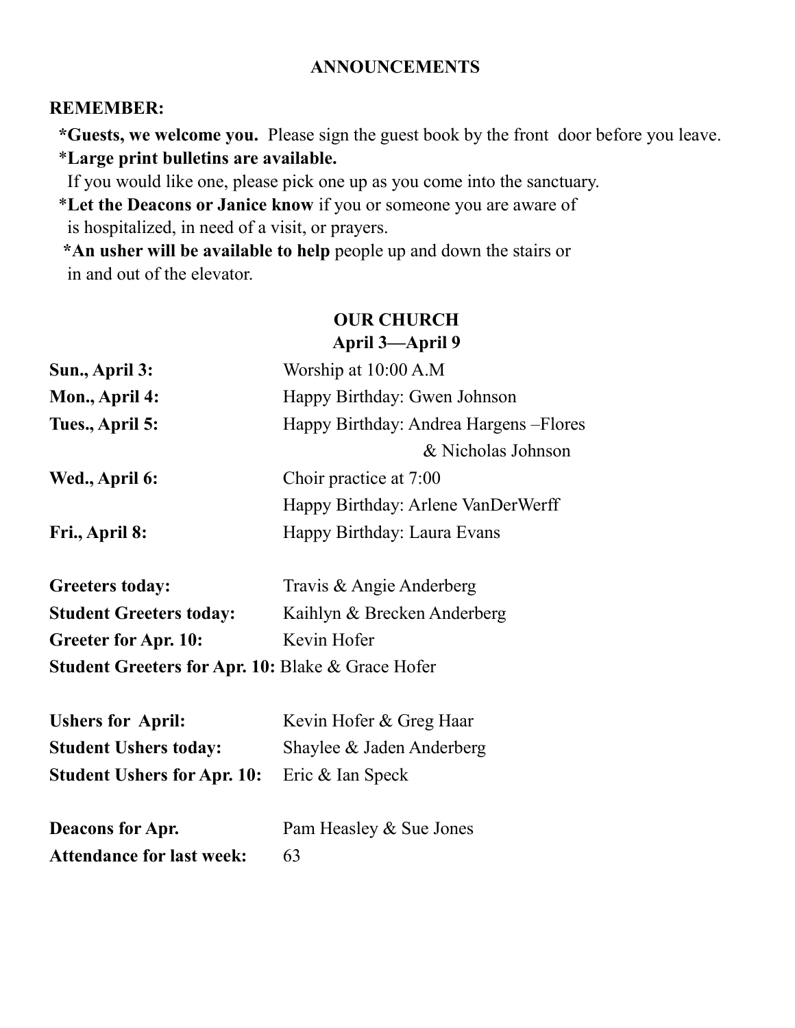## ANNOUNCEMENTS

**REMEMBER:**

- ***Guests, we welcome you.*** Please sign the guest book by the front door before you leave.
- ***Large print bulletins are available.*** If you would like one, please pick one up as you come into the sanctuary.
- ***Let the Deacons or Janice know*** if you or someone you are aware of is hospitalized, in need of a visit, or prayers.
- ***An usher will be available to help*** people up and down the stairs or in and out of the elevator.

## OUR CHURCH
### April 3—April 9

| | |
|---|---|
| **Sun., April 3:** | Worship at 10:00 A.M |
| **Mon., April 4:** | Happy Birthday: Gwen Johnson |
| **Tues., April 5:** | Happy Birthday: Andrea Hargens –Flores & Nicholas Johnson |
| **Wed., April 6:** | Choir practice at 7:00<br>Happy Birthday: Arlene VanDerWerff |
| **Fri., April 8:** | Happy Birthday: Laura Evans |

| | |
|---|---|
| **Greeters today:** | Travis & Angie Anderberg |
| **Student Greeters today:** | Kaihlyn & Brecken Anderberg |
| **Greeter for Apr. 10:** | Kevin Hofer |
| **Student Greeters for Apr. 10:** | Blake & Grace Hofer |

| | |
|---|---|
| **Ushers for April:** | Kevin Hofer & Greg Haar |
| **Student Ushers today:** | Shaylee & Jaden Anderberg |
| **Student Ushers for Apr. 10:** | Eric & Ian Speck |

| | |
|---|---|
| **Deacons for Apr.** | Pam Heasley & Sue Jones |
| **Attendance for last week:** | 63 |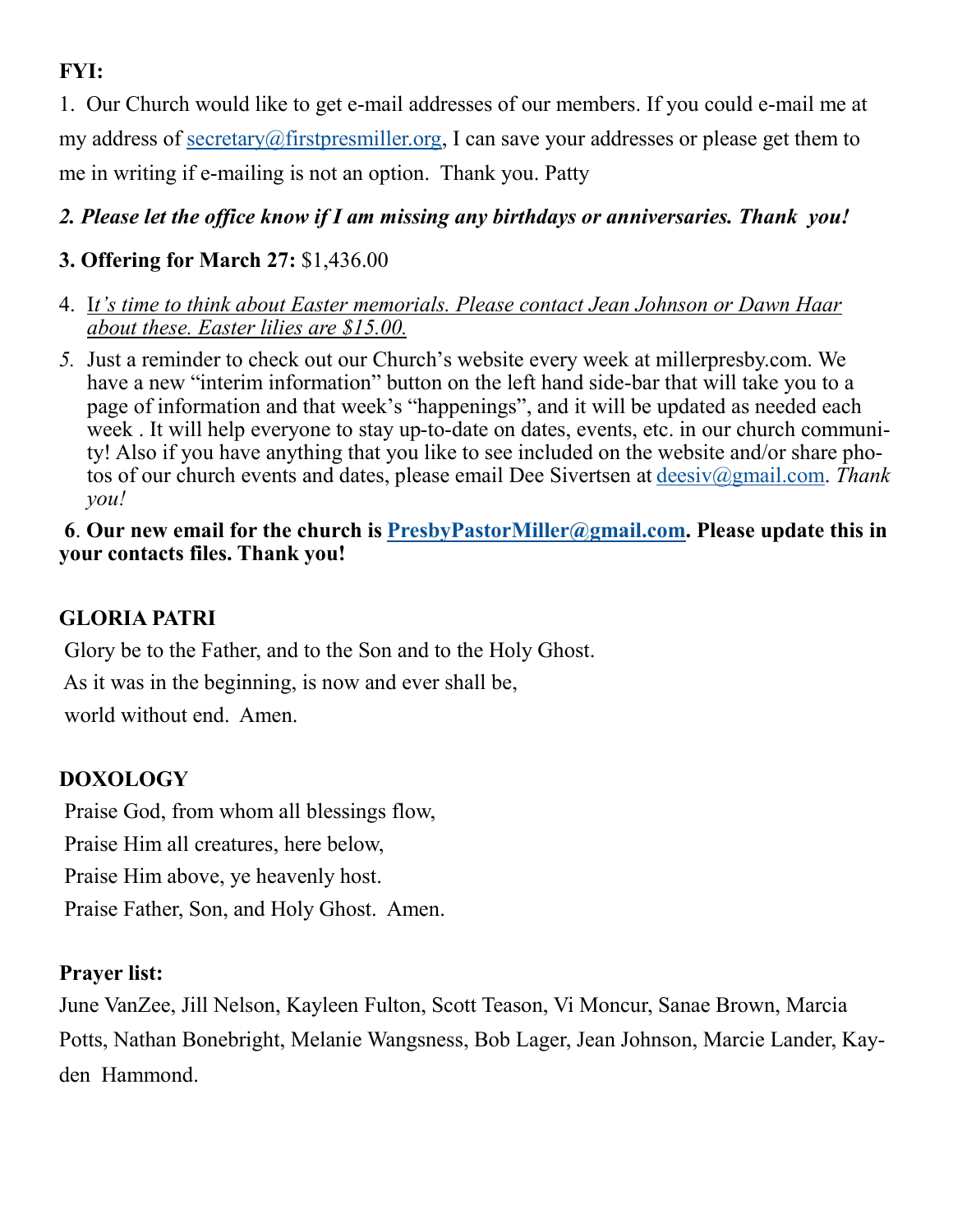**FYI:**

1. Our Church would like to get e-mail addresses of our members. If you could e-mail me at my address of secretary@firstpresmiller.org, I can save your addresses or please get them to me in writing if e-mailing is not an option. Thank you. Patty

***2. Please let the office know if I am missing any birthdays or anniversaries. Thank you!***

**3. Offering for March 27:** $1,436.00

4. *It's time to think about Easter memorials. Please contact Jean Johnson or Dawn Haar about these. Easter lilies are $15.00.*

5. Just a reminder to check out our Church's website every week at millerpresby.com. We have a new "interim information" button on the left hand side-bar that will take you to a page of information and that week's "happenings", and it will be updated as needed each week . It will help everyone to stay up-to-date on dates, events, etc. in our church community! Also if you have anything that you like to see included on the website and/or share photos of our church events and dates, please email Dee Sivertsen at deesiv@gmail.com. *Thank you!*

**6. Our new email for the church is PresbyPastorMiller@gmail.com. Please update this in your contacts files. Thank you!**

**GLORIA PATRI**

Glory be to the Father, and to the Son and to the Holy Ghost.
As it was in the beginning, is now and ever shall be,
world without end. Amen.

**DOXOLOGY**

Praise God, from whom all blessings flow,
Praise Him all creatures, here below,
Praise Him above, ye heavenly host.
Praise Father, Son, and Holy Ghost. Amen.

**Prayer list:**

June VanZee, Jill Nelson, Kayleen Fulton, Scott Teason, Vi Moncur, Sanae Brown, Marcia Potts, Nathan Bonebright, Melanie Wangsness, Bob Lager, Jean Johnson, Marcie Lander, Kayden Hammond.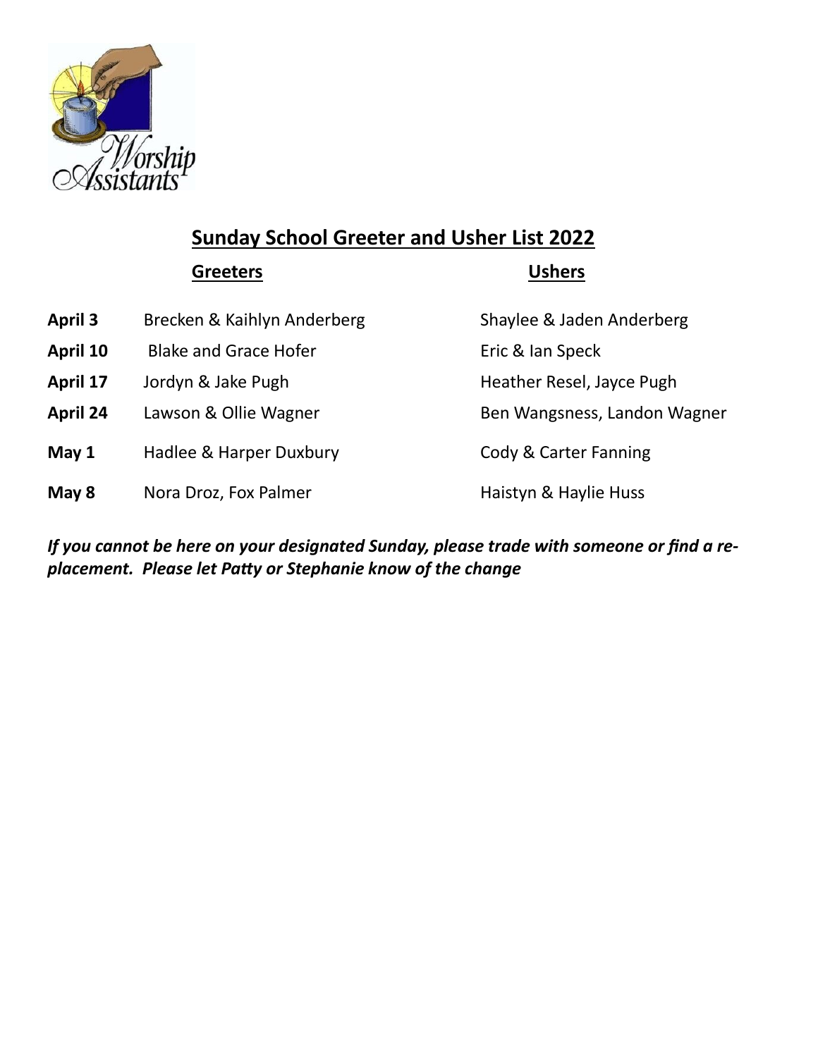## Sunday School Greeter and Usher List 2022

| | Greeters | Ushers |
|---|---|---|
| **April 3** | Brecken & Kaihlyn Anderberg | Shaylee & Jaden Anderberg |
| **April 10** | Blake and Grace Hofer | Eric & Ian Speck |
| **April 17** | Jordyn & Jake Pugh | Heather Resel, Jayce Pugh |
| **April 24** | Lawson & Ollie Wagner | Ben Wangsness, Landon Wagner |
| **May 1** | Hadlee & Harper Duxbury | Cody & Carter Fanning |
| **May 8** | Nora Droz, Fox Palmer | Haistyn & Haylie Huss |

***If you cannot be here on your designated Sunday, please trade with someone or find a replacement. Please let Patty or Stephanie know of the change***